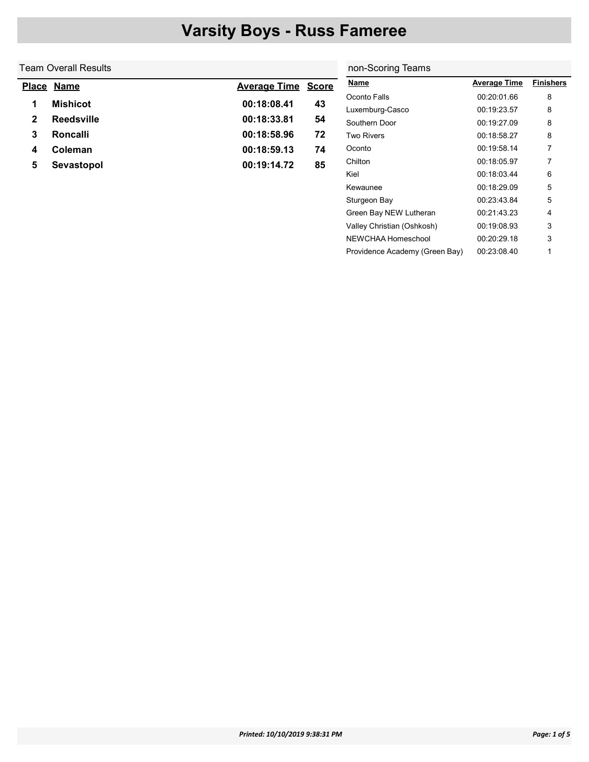# Varsity Boys - Russ Fameree

## Team Overall Results

| Place | Name | Average Time | Score |
|---|---|---|---|
| 1 | **Mishicot** | **00:18:08.41** | **43** |
| 2 | **Reedsville** | **00:18:33.81** | **54** |
| 3 | **Roncalli** | **00:18:58.96** | **72** |
| 4 | **Coleman** | **00:18:59.13** | **74** |
| 5 | **Sevastopol** | **00:19:14.72** | **85** |

## non-Scoring Teams

| Name | Average Time | Finishers |
|---|---|---|
| Oconto Falls | 00:20:01.66 | 8 |
| Luxemburg-Casco | 00:19:23.57 | 8 |
| Southern Door | 00:19:27.09 | 8 |
| Two Rivers | 00:18:58.27 | 8 |
| Oconto | 00:19:58.14 | 7 |
| Chilton | 00:18:05.97 | 7 |
| Kiel | 00:18:03.44 | 6 |
| Kewaunee | 00:18:29.09 | 5 |
| Sturgeon Bay | 00:23:43.84 | 5 |
| Green Bay NEW Lutheran | 00:21:43.23 | 4 |
| Valley Christian (Oshkosh) | 00:19:08.93 | 3 |
| NEWCHAA Homeschool | 00:20:29.18 | 3 |
| Providence Academy (Green Bay) | 00:23:08.40 | 1 |

*Printed: 10/10/2019 9:38:31 PM*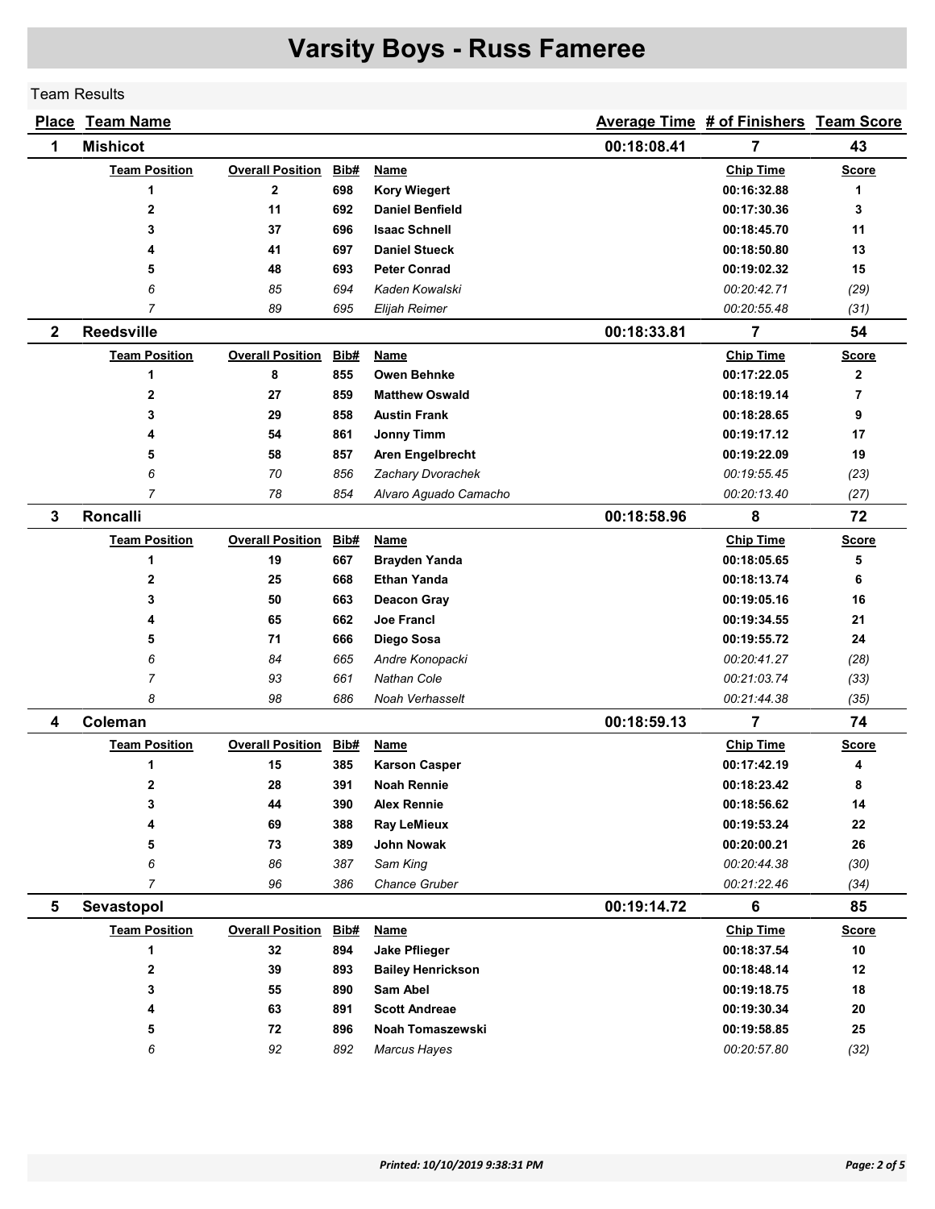# Varsity Boys - Russ Fameree

Team Results

| Place | Team Name | | | | Average Time | # of Finishers | Team Score |
|---|---|---|---|---|---|---|---|
| **1** | **Mishicot** | | | | **00:18:08.41** | **7** | **43** |
| | **Team Position** | **Overall Position** | **Bib#** | **Name** | | **Chip Time** | **Score** |
| | **1** | **2** | **698** | **Kory Wiegert** | | **00:16:32.88** | **1** |
| | **2** | **11** | **692** | **Daniel Benfield** | | **00:17:30.36** | **3** |
| | **3** | **37** | **696** | **Isaac Schnell** | | **00:18:45.70** | **11** |
| | **4** | **41** | **697** | **Daniel Stueck** | | **00:18:50.80** | **13** |
| | **5** | **48** | **693** | **Peter Conrad** | | **00:19:02.32** | **15** |
| | *6* | *85* | *694* | *Kaden Kowalski* | | *00:20:42.71* | *(29)* |
| | *7* | *89* | *695* | *Elijah Reimer* | | *00:20:55.48* | *(31)* |
| **2** | **Reedsville** | | | | **00:18:33.81** | **7** | **54** |
| | **Team Position** | **Overall Position** | **Bib#** | **Name** | | **Chip Time** | **Score** |
| | **1** | **8** | **855** | **Owen Behnke** | | **00:17:22.05** | **2** |
| | **2** | **27** | **859** | **Matthew Oswald** | | **00:18:19.14** | **7** |
| | **3** | **29** | **858** | **Austin Frank** | | **00:18:28.65** | **9** |
| | **4** | **54** | **861** | **Jonny Timm** | | **00:19:17.12** | **17** |
| | **5** | **58** | **857** | **Aren Engelbrecht** | | **00:19:22.09** | **19** |
| | *6* | *70* | *856* | *Zachary Dvorachek* | | *00:19:55.45* | *(23)* |
| | *7* | *78* | *854* | *Alvaro Aguado Camacho* | | *00:20:13.40* | *(27)* |
| **3** | **Roncalli** | | | | **00:18:58.96** | **8** | **72** |
| | **Team Position** | **Overall Position** | **Bib#** | **Name** | | **Chip Time** | **Score** |
| | **1** | **19** | **667** | **Brayden Yanda** | | **00:18:05.65** | **5** |
| | **2** | **25** | **668** | **Ethan Yanda** | | **00:18:13.74** | **6** |
| | **3** | **50** | **663** | **Deacon Gray** | | **00:19:05.16** | **16** |
| | **4** | **65** | **662** | **Joe Francl** | | **00:19:34.55** | **21** |
| | **5** | **71** | **666** | **Diego Sosa** | | **00:19:55.72** | **24** |
| | *6* | *84* | *665* | *Andre Konopacki* | | *00:20:41.27* | *(28)* |
| | *7* | *93* | *661* | *Nathan Cole* | | *00:21:03.74* | *(33)* |
| | *8* | *98* | *686* | *Noah Verhasselt* | | *00:21:44.38* | *(35)* |
| **4** | **Coleman** | | | | **00:18:59.13** | **7** | **74** |
| | **Team Position** | **Overall Position** | **Bib#** | **Name** | | **Chip Time** | **Score** |
| | **1** | **15** | **385** | **Karson Casper** | | **00:17:42.19** | **4** |
| | **2** | **28** | **391** | **Noah Rennie** | | **00:18:23.42** | **8** |
| | **3** | **44** | **390** | **Alex Rennie** | | **00:18:56.62** | **14** |
| | **4** | **69** | **388** | **Ray LeMieux** | | **00:19:53.24** | **22** |
| | **5** | **73** | **389** | **John Nowak** | | **00:20:00.21** | **26** |
| | *6* | *86* | *387* | *Sam King* | | *00:20:44.38* | *(30)* |
| | *7* | *96* | *386* | *Chance Gruber* | | *00:21:22.46* | *(34)* |
| **5** | **Sevastopol** | | | | **00:19:14.72** | **6** | **85** |
| | **Team Position** | **Overall Position** | **Bib#** | **Name** | | **Chip Time** | **Score** |
| | **1** | **32** | **894** | **Jake Pflieger** | | **00:18:37.54** | **10** |
| | **2** | **39** | **893** | **Bailey Henrickson** | | **00:18:48.14** | **12** |
| | **3** | **55** | **890** | **Sam Abel** | | **00:19:18.75** | **18** |
| | **4** | **63** | **891** | **Scott Andreae** | | **00:19:30.34** | **20** |
| | **5** | **72** | **896** | **Noah Tomaszewski** | | **00:19:58.85** | **25** |
| | *6* | *92* | *892* | *Marcus Hayes* | | *00:20:57.80* | *(32)* |

*Printed: 10/10/2019 9:38:31 PM*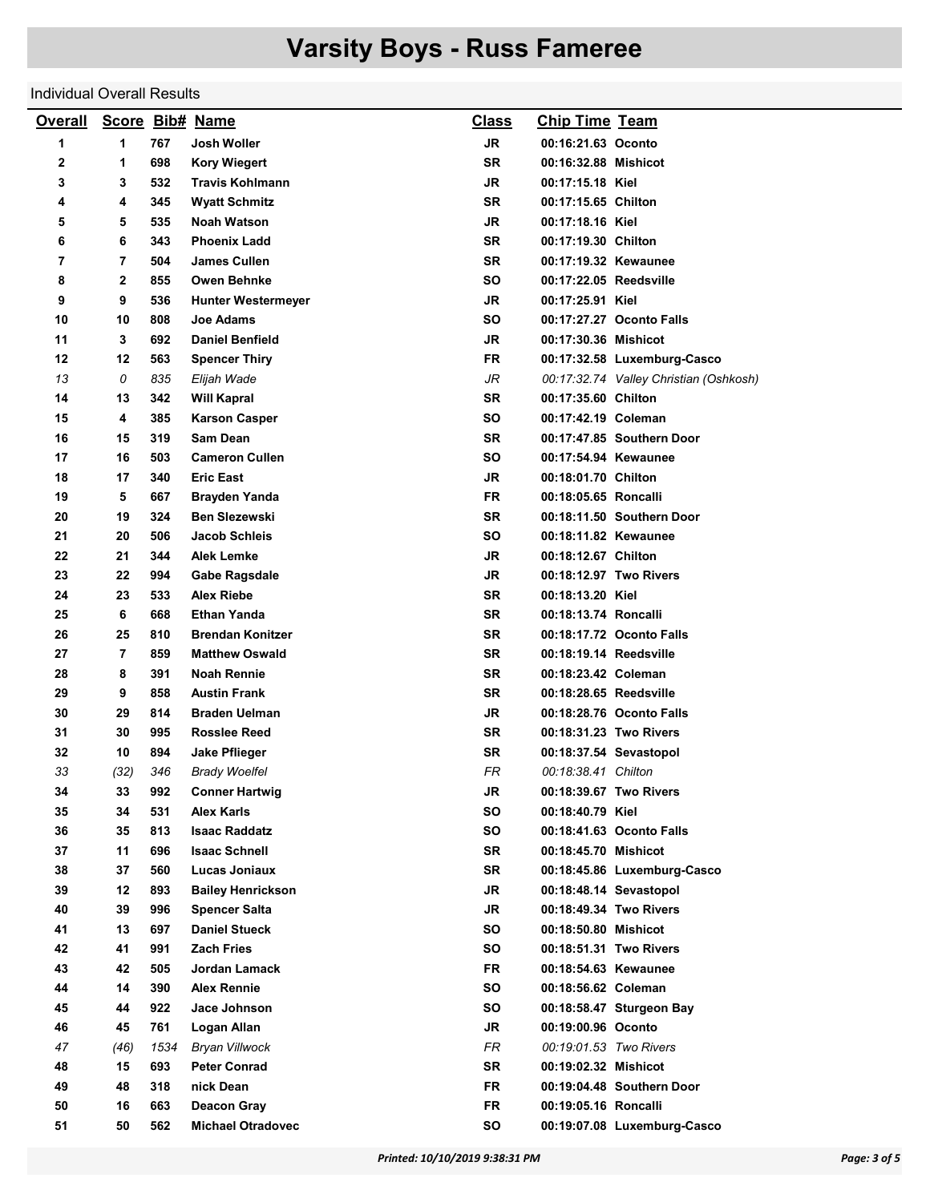# Varsity Boys - Russ Fameree

Individual Overall Results

| Overall | Score | Bib# | Name | Class | Chip Time | Team |
|---|---|---|---|---|---|---|
| 1 | 1 | 767 | Josh Woller | JR | 00:16:21.63 | Oconto |
| 2 | 1 | 698 | Kory Wiegert | SR | 00:16:32.88 | Mishicot |
| 3 | 3 | 532 | Travis Kohlmann | JR | 00:17:15.18 | Kiel |
| 4 | 4 | 345 | Wyatt Schmitz | SR | 00:17:15.65 | Chilton |
| 5 | 5 | 535 | Noah Watson | JR | 00:17:18.16 | Kiel |
| 6 | 6 | 343 | Phoenix Ladd | SR | 00:17:19.30 | Chilton |
| 7 | 7 | 504 | James Cullen | SR | 00:17:19.32 | Kewaunee |
| 8 | 2 | 855 | Owen Behnke | SO | 00:17:22.05 | Reedsville |
| 9 | 9 | 536 | Hunter Westermeyer | JR | 00:17:25.91 | Kiel |
| 10 | 10 | 808 | Joe Adams | SO | 00:17:27.27 | Oconto Falls |
| 11 | 3 | 692 | Daniel Benfield | JR | 00:17:30.36 | Mishicot |
| 12 | 12 | 563 | Spencer Thiry | FR | 00:17:32.58 | Luxemburg-Casco |
| *13* | *0* | *835* | *Elijah Wade* | *JR* | *00:17:32.74* | *Valley Christian (Oshkosh)* |
| 14 | 13 | 342 | Will Kapral | SR | 00:17:35.60 | Chilton |
| 15 | 4 | 385 | Karson Casper | SO | 00:17:42.19 | Coleman |
| 16 | 15 | 319 | Sam Dean | SR | 00:17:47.85 | Southern Door |
| 17 | 16 | 503 | Cameron Cullen | SO | 00:17:54.94 | Kewaunee |
| 18 | 17 | 340 | Eric East | JR | 00:18:01.70 | Chilton |
| 19 | 5 | 667 | Brayden Yanda | FR | 00:18:05.65 | Roncalli |
| 20 | 19 | 324 | Ben Slezewski | SR | 00:18:11.50 | Southern Door |
| 21 | 20 | 506 | Jacob Schleis | SO | 00:18:11.82 | Kewaunee |
| 22 | 21 | 344 | Alek Lemke | JR | 00:18:12.67 | Chilton |
| 23 | 22 | 994 | Gabe Ragsdale | JR | 00:18:12.97 | Two Rivers |
| 24 | 23 | 533 | Alex Riebe | SR | 00:18:13.20 | Kiel |
| 25 | 6 | 668 | Ethan Yanda | SR | 00:18:13.74 | Roncalli |
| 26 | 25 | 810 | Brendan Konitzer | SR | 00:18:17.72 | Oconto Falls |
| 27 | 7 | 859 | Matthew Oswald | SR | 00:18:19.14 | Reedsville |
| 28 | 8 | 391 | Noah Rennie | SR | 00:18:23.42 | Coleman |
| 29 | 9 | 858 | Austin Frank | SR | 00:18:28.65 | Reedsville |
| 30 | 29 | 814 | Braden Uelman | JR | 00:18:28.76 | Oconto Falls |
| 31 | 30 | 995 | Rosslee Reed | SR | 00:18:31.23 | Two Rivers |
| 32 | 10 | 894 | Jake Pflieger | SR | 00:18:37.54 | Sevastopol |
| *33* | *(32)* | *346* | *Brady Woelfel* | *FR* | *00:18:38.41* | *Chilton* |
| 34 | 33 | 992 | Conner Hartwig | JR | 00:18:39.67 | Two Rivers |
| 35 | 34 | 531 | Alex Karls | SO | 00:18:40.79 | Kiel |
| 36 | 35 | 813 | Isaac Raddatz | SO | 00:18:41.63 | Oconto Falls |
| 37 | 11 | 696 | Isaac Schnell | SR | 00:18:45.70 | Mishicot |
| 38 | 37 | 560 | Lucas Joniaux | SR | 00:18:45.86 | Luxemburg-Casco |
| 39 | 12 | 893 | Bailey Henrickson | JR | 00:18:48.14 | Sevastopol |
| 40 | 39 | 996 | Spencer Salta | JR | 00:18:49.34 | Two Rivers |
| 41 | 13 | 697 | Daniel Stueck | SO | 00:18:50.80 | Mishicot |
| 42 | 41 | 991 | Zach Fries | SO | 00:18:51.31 | Two Rivers |
| 43 | 42 | 505 | Jordan Lamack | FR | 00:18:54.63 | Kewaunee |
| 44 | 14 | 390 | Alex Rennie | SO | 00:18:56.62 | Coleman |
| 45 | 44 | 922 | Jace Johnson | SO | 00:18:58.47 | Sturgeon Bay |
| 46 | 45 | 761 | Logan Allan | JR | 00:19:00.96 | Oconto |
| *47* | *(46)* | *1534* | *Bryan Villwock* | *FR* | *00:19:01.53* | *Two Rivers* |
| 48 | 15 | 693 | Peter Conrad | SR | 00:19:02.32 | Mishicot |
| 49 | 48 | 318 | nick Dean | FR | 00:19:04.48 | Southern Door |
| 50 | 16 | 663 | Deacon Gray | FR | 00:19:05.16 | Roncalli |
| 51 | 50 | 562 | Michael Otradovec | SO | 00:19:07.08 | Luxemburg-Casco |

*Printed: 10/10/2019 9:38:31 PM*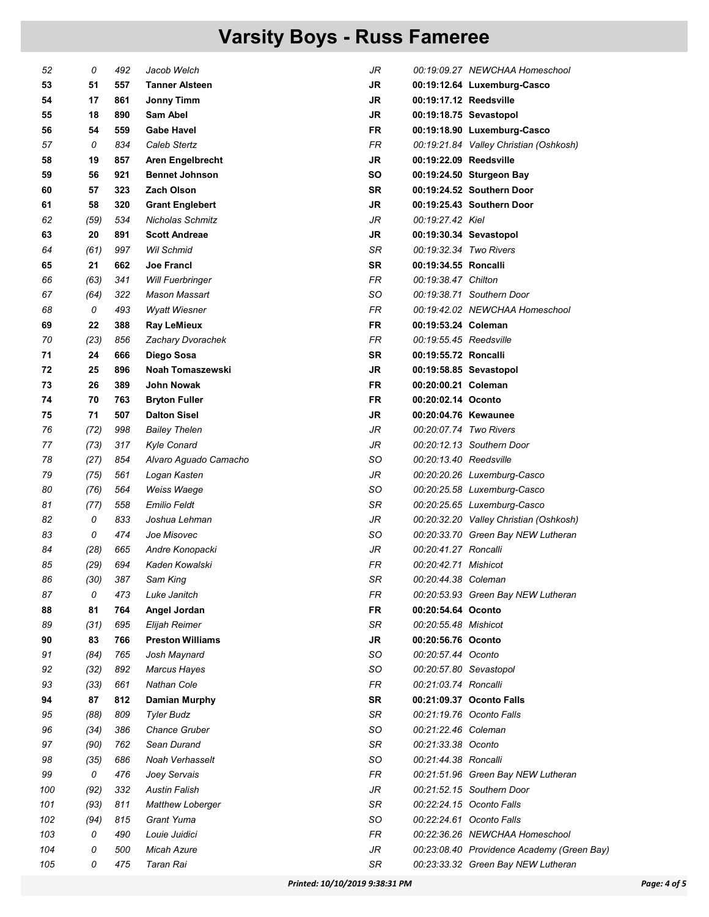# Varsity Boys - Russ Fameree

| Place | Team Place | Bib | Name | Year | Time | Team |
|---|---|---|---|---|---|---|
| *52* | *0* | *492* | *Jacob Welch* | *JR* | *00:19:09.27* | *NEWCHAA Homeschool* |
| **53** | **51** | **557** | **Tanner Alsteen** | **JR** | **00:19:12.64** | **Luxemburg-Casco** |
| **54** | **17** | **861** | **Jonny Timm** | **JR** | **00:19:17.12** | **Reedsville** |
| **55** | **18** | **890** | **Sam Abel** | **JR** | **00:19:18.75** | **Sevastopol** |
| **56** | **54** | **559** | **Gabe Havel** | **FR** | **00:19:18.90** | **Luxemburg-Casco** |
| *57* | *0* | *834* | *Caleb Stertz* | *FR* | *00:19:21.84* | *Valley Christian (Oshkosh)* |
| **58** | **19** | **857** | **Aren Engelbrecht** | **JR** | **00:19:22.09** | **Reedsville** |
| **59** | **56** | **921** | **Bennet Johnson** | **SO** | **00:19:24.50** | **Sturgeon Bay** |
| **60** | **57** | **323** | **Zach Olson** | **SR** | **00:19:24.52** | **Southern Door** |
| **61** | **58** | **320** | **Grant Englebert** | **JR** | **00:19:25.43** | **Southern Door** |
| *62* | *(59)* | *534* | *Nicholas Schmitz* | *JR* | *00:19:27.42* | *Kiel* |
| **63** | **20** | **891** | **Scott Andreae** | **JR** | **00:19:30.34** | **Sevastopol** |
| *64* | *(61)* | *997* | *Wil Schmid* | *SR* | *00:19:32.34* | *Two Rivers* |
| **65** | **21** | **662** | **Joe Francl** | **SR** | **00:19:34.55** | **Roncalli** |
| *66* | *(63)* | *341* | *Will Fuerbringer* | *FR* | *00:19:38.47* | *Chilton* |
| *67* | *(64)* | *322* | *Mason Massart* | *SO* | *00:19:38.71* | *Southern Door* |
| *68* | *0* | *493* | *Wyatt Wiesner* | *FR* | *00:19:42.02* | *NEWCHAA Homeschool* |
| **69** | **22** | **388** | **Ray LeMieux** | **FR** | **00:19:53.24** | **Coleman** |
| *70* | *(23)* | *856* | *Zachary Dvorachek* | *FR* | *00:19:55.45* | *Reedsville* |
| **71** | **24** | **666** | **Diego Sosa** | **SR** | **00:19:55.72** | **Roncalli** |
| **72** | **25** | **896** | **Noah Tomaszewski** | **JR** | **00:19:58.85** | **Sevastopol** |
| **73** | **26** | **389** | **John Nowak** | **FR** | **00:20:00.21** | **Coleman** |
| **74** | **70** | **763** | **Bryton Fuller** | **FR** | **00:20:02.14** | **Oconto** |
| **75** | **71** | **507** | **Dalton Sisel** | **JR** | **00:20:04.76** | **Kewaunee** |
| *76* | *(72)* | *998* | *Bailey Thelen* | *JR* | *00:20:07.74* | *Two Rivers* |
| *77* | *(73)* | *317* | *Kyle Conard* | *JR* | *00:20:12.13* | *Southern Door* |
| *78* | *(27)* | *854* | *Alvaro Aguado Camacho* | *SO* | *00:20:13.40* | *Reedsville* |
| *79* | *(75)* | *561* | *Logan Kasten* | *JR* | *00:20:20.26* | *Luxemburg-Casco* |
| *80* | *(76)* | *564* | *Weiss Waege* | *SO* | *00:20:25.58* | *Luxemburg-Casco* |
| *81* | *(77)* | *558* | *Emilio Feldt* | *SR* | *00:20:25.65* | *Luxemburg-Casco* |
| *82* | *0* | *833* | *Joshua Lehman* | *JR* | *00:20:32.20* | *Valley Christian (Oshkosh)* |
| *83* | *0* | *474* | *Joe Misovec* | *SO* | *00:20:33.70* | *Green Bay NEW Lutheran* |
| *84* | *(28)* | *665* | *Andre Konopacki* | *JR* | *00:20:41.27* | *Roncalli* |
| *85* | *(29)* | *694* | *Kaden Kowalski* | *FR* | *00:20:42.71* | *Mishicot* |
| *86* | *(30)* | *387* | *Sam King* | *SR* | *00:20:44.38* | *Coleman* |
| *87* | *0* | *473* | *Luke Janitch* | *FR* | *00:20:53.93* | *Green Bay NEW Lutheran* |
| **88** | **81** | **764** | **Angel Jordan** | **FR** | **00:20:54.64** | **Oconto** |
| *89* | *(31)* | *695* | *Elijah Reimer* | *SR* | *00:20:55.48* | *Mishicot* |
| **90** | **83** | **766** | **Preston Williams** | **JR** | **00:20:56.76** | **Oconto** |
| *91* | *(84)* | *765* | *Josh Maynard* | *SO* | *00:20:57.44* | *Oconto* |
| *92* | *(32)* | *892* | *Marcus Hayes* | *SO* | *00:20:57.80* | *Sevastopol* |
| *93* | *(33)* | *661* | *Nathan Cole* | *FR* | *00:21:03.74* | *Roncalli* |
| **94** | **87** | **812** | **Damian Murphy** | **SR** | **00:21:09.37** | **Oconto Falls** |
| *95* | *(88)* | *809* | *Tyler Budz* | *SR* | *00:21:19.76* | *Oconto Falls* |
| *96* | *(34)* | *386* | *Chance Gruber* | *SO* | *00:21:22.46* | *Coleman* |
| *97* | *(90)* | *762* | *Sean Durand* | *SR* | *00:21:33.38* | *Oconto* |
| *98* | *(35)* | *686* | *Noah Verhasselt* | *SO* | *00:21:44.38* | *Roncalli* |
| *99* | *0* | *476* | *Joey Servais* | *FR* | *00:21:51.96* | *Green Bay NEW Lutheran* |
| *100* | *(92)* | *332* | *Austin Falish* | *JR* | *00:21:52.15* | *Southern Door* |
| *101* | *(93)* | *811* | *Matthew Loberger* | *SR* | *00:22:24.15* | *Oconto Falls* |
| *102* | *(94)* | *815* | *Grant Yuma* | *SO* | *00:22:24.61* | *Oconto Falls* |
| *103* | *0* | *490* | *Louie Juidici* | *FR* | *00:22:36.26* | *NEWCHAA Homeschool* |
| *104* | *0* | *500* | *Micah Azure* | *JR* | *00:23:08.40* | *Providence Academy (Green Bay)* |
| *105* | *0* | *475* | *Taran Rai* | *SR* | *00:23:33.32* | *Green Bay NEW Lutheran* |

*Printed: 10/10/2019 9:38:31 PM*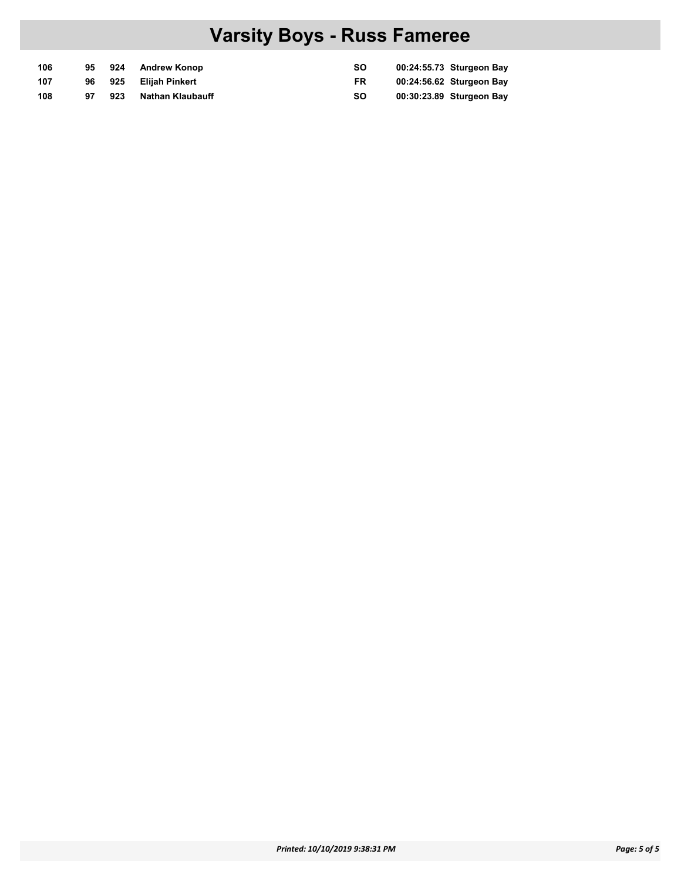# Varsity Boys - Russ Fameree

| | | | | | | |
|---|---|---|---|---|---|---|
| 106 | 95 | 924 | Andrew Konop | SO | 00:24:55.73 | Sturgeon Bay |
| 107 | 96 | 925 | Elijah Pinkert | FR | 00:24:56.62 | Sturgeon Bay |
| 108 | 97 | 923 | Nathan Klaubauff | SO | 00:30:23.89 | Sturgeon Bay |

*Printed: 10/10/2019 9:38:31 PM*